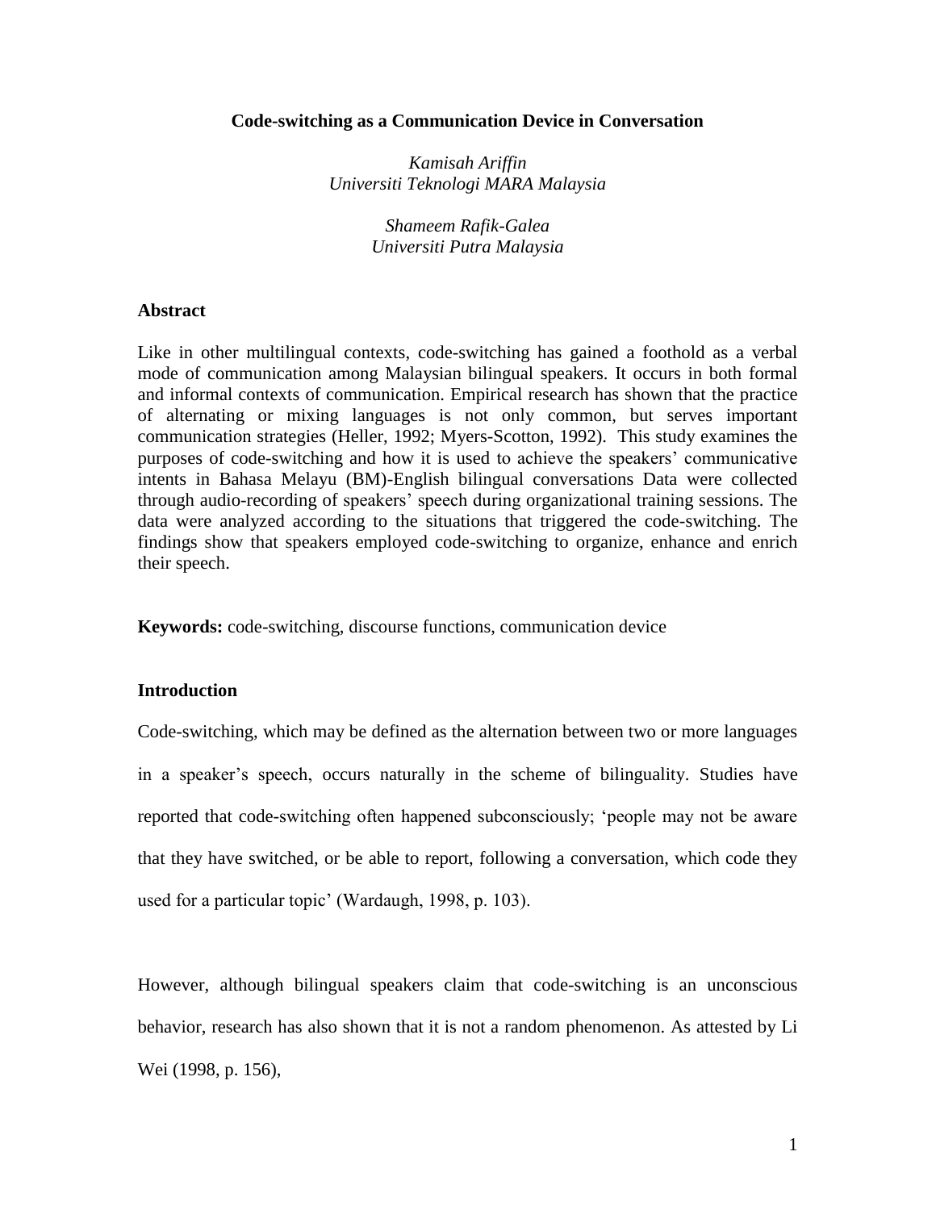# Code-switching as a Communication Device in Conversation

*Kamisah Ariffin*
*Universiti Teknologi MARA Malaysia*

*Shameem Rafik-Galea*
*Universiti Putra Malaysia*

## Abstract

Like in other multilingual contexts, code-switching has gained a foothold as a verbal mode of communication among Malaysian bilingual speakers. It occurs in both formal and informal contexts of communication. Empirical research has shown that the practice of alternating or mixing languages is not only common, but serves important communication strategies (Heller, 1992; Myers-Scotton, 1992). This study examines the purposes of code-switching and how it is used to achieve the speakers' communicative intents in Bahasa Melayu (BM)-English bilingual conversations Data were collected through audio-recording of speakers' speech during organizational training sessions. The data were analyzed according to the situations that triggered the code-switching. The findings show that speakers employed code-switching to organize, enhance and enrich their speech.

**Keywords:** code-switching, discourse functions, communication device

## Introduction

Code-switching, which may be defined as the alternation between two or more languages in a speaker's speech, occurs naturally in the scheme of bilinguality. Studies have reported that code-switching often happened subconsciously; 'people may not be aware that they have switched, or be able to report, following a conversation, which code they used for a particular topic' (Wardaugh, 1998, p. 103).

However, although bilingual speakers claim that code-switching is an unconscious behavior, research has also shown that it is not a random phenomenon. As attested by Li Wei (1998, p. 156),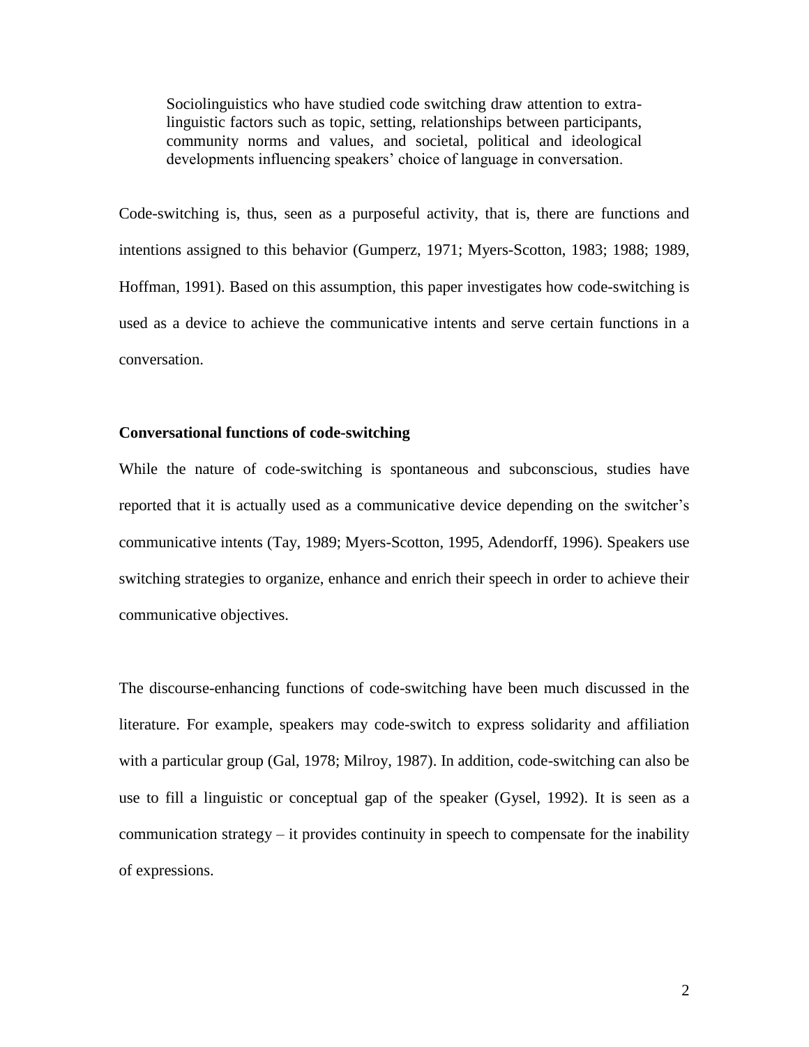> Sociolinguistics who have studied code switching draw attention to extra-linguistic factors such as topic, setting, relationships between participants, community norms and values, and societal, political and ideological developments influencing speakers' choice of language in conversation.

Code-switching is, thus, seen as a purposeful activity, that is, there are functions and intentions assigned to this behavior (Gumperz, 1971; Myers-Scotton, 1983; 1988; 1989, Hoffman, 1991). Based on this assumption, this paper investigates how code-switching is used as a device to achieve the communicative intents and serve certain functions in a conversation.

**Conversational functions of code-switching**

While the nature of code-switching is spontaneous and subconscious, studies have reported that it is actually used as a communicative device depending on the switcher's communicative intents (Tay, 1989; Myers-Scotton, 1995, Adendorff, 1996). Speakers use switching strategies to organize, enhance and enrich their speech in order to achieve their communicative objectives.

The discourse-enhancing functions of code-switching have been much discussed in the literature. For example, speakers may code-switch to express solidarity and affiliation with a particular group (Gal, 1978; Milroy, 1987). In addition, code-switching can also be use to fill a linguistic or conceptual gap of the speaker (Gysel, 1992). It is seen as a communication strategy – it provides continuity in speech to compensate for the inability of expressions.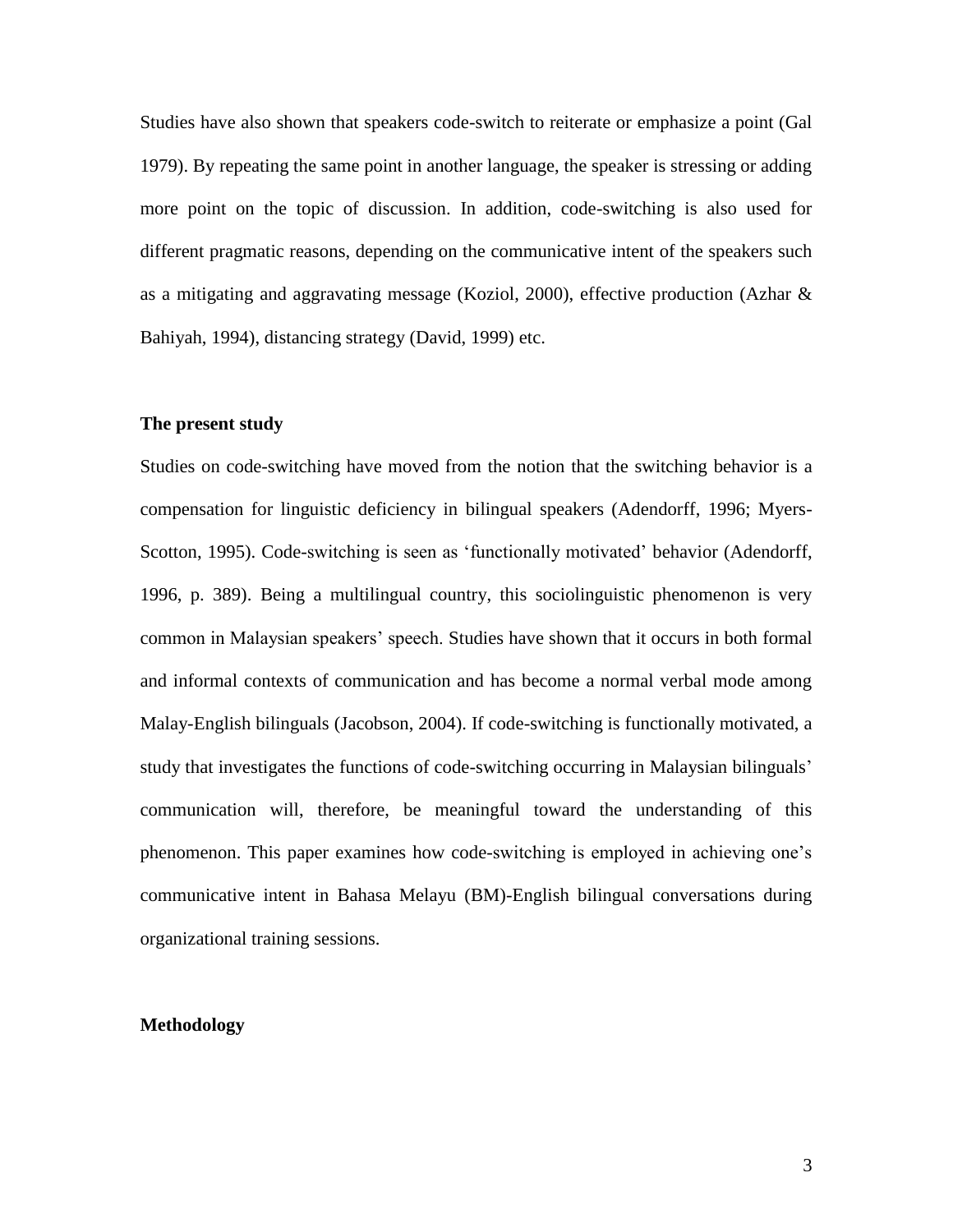Studies have also shown that speakers code-switch to reiterate or emphasize a point (Gal 1979). By repeating the same point in another language, the speaker is stressing or adding more point on the topic of discussion. In addition, code-switching is also used for different pragmatic reasons, depending on the communicative intent of the speakers such as a mitigating and aggravating message (Koziol, 2000), effective production (Azhar & Bahiyah, 1994), distancing strategy (David, 1999) etc.

## The present study

Studies on code-switching have moved from the notion that the switching behavior is a compensation for linguistic deficiency in bilingual speakers (Adendorff, 1996; Myers-Scotton, 1995). Code-switching is seen as 'functionally motivated' behavior (Adendorff, 1996, p. 389). Being a multilingual country, this sociolinguistic phenomenon is very common in Malaysian speakers' speech. Studies have shown that it occurs in both formal and informal contexts of communication and has become a normal verbal mode among Malay-English bilinguals (Jacobson, 2004). If code-switching is functionally motivated, a study that investigates the functions of code-switching occurring in Malaysian bilinguals' communication will, therefore, be meaningful toward the understanding of this phenomenon. This paper examines how code-switching is employed in achieving one's communicative intent in Bahasa Melayu (BM)-English bilingual conversations during organizational training sessions.

## Methodology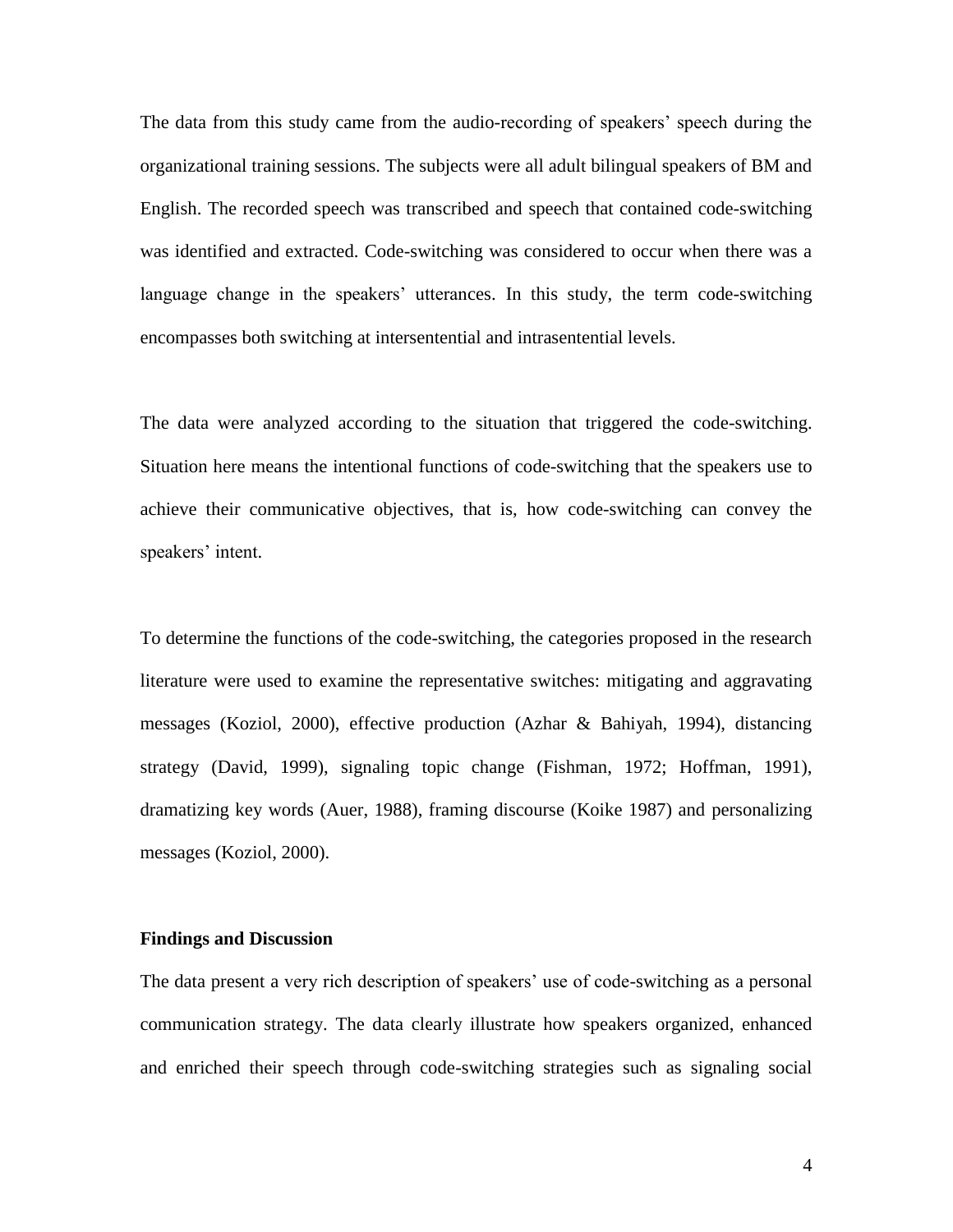The data from this study came from the audio-recording of speakers' speech during the organizational training sessions. The subjects were all adult bilingual speakers of BM and English. The recorded speech was transcribed and speech that contained code-switching was identified and extracted. Code-switching was considered to occur when there was a language change in the speakers' utterances. In this study, the term code-switching encompasses both switching at intersentential and intrasentential levels.

The data were analyzed according to the situation that triggered the code-switching. Situation here means the intentional functions of code-switching that the speakers use to achieve their communicative objectives, that is, how code-switching can convey the speakers' intent.

To determine the functions of the code-switching, the categories proposed in the research literature were used to examine the representative switches: mitigating and aggravating messages (Koziol, 2000), effective production (Azhar & Bahiyah, 1994), distancing strategy (David, 1999), signaling topic change (Fishman, 1972; Hoffman, 1991), dramatizing key words (Auer, 1988), framing discourse (Koike 1987) and personalizing messages (Koziol, 2000).

**Findings and Discussion**

The data present a very rich description of speakers' use of code-switching as a personal communication strategy. The data clearly illustrate how speakers organized, enhanced and enriched their speech through code-switching strategies such as signaling social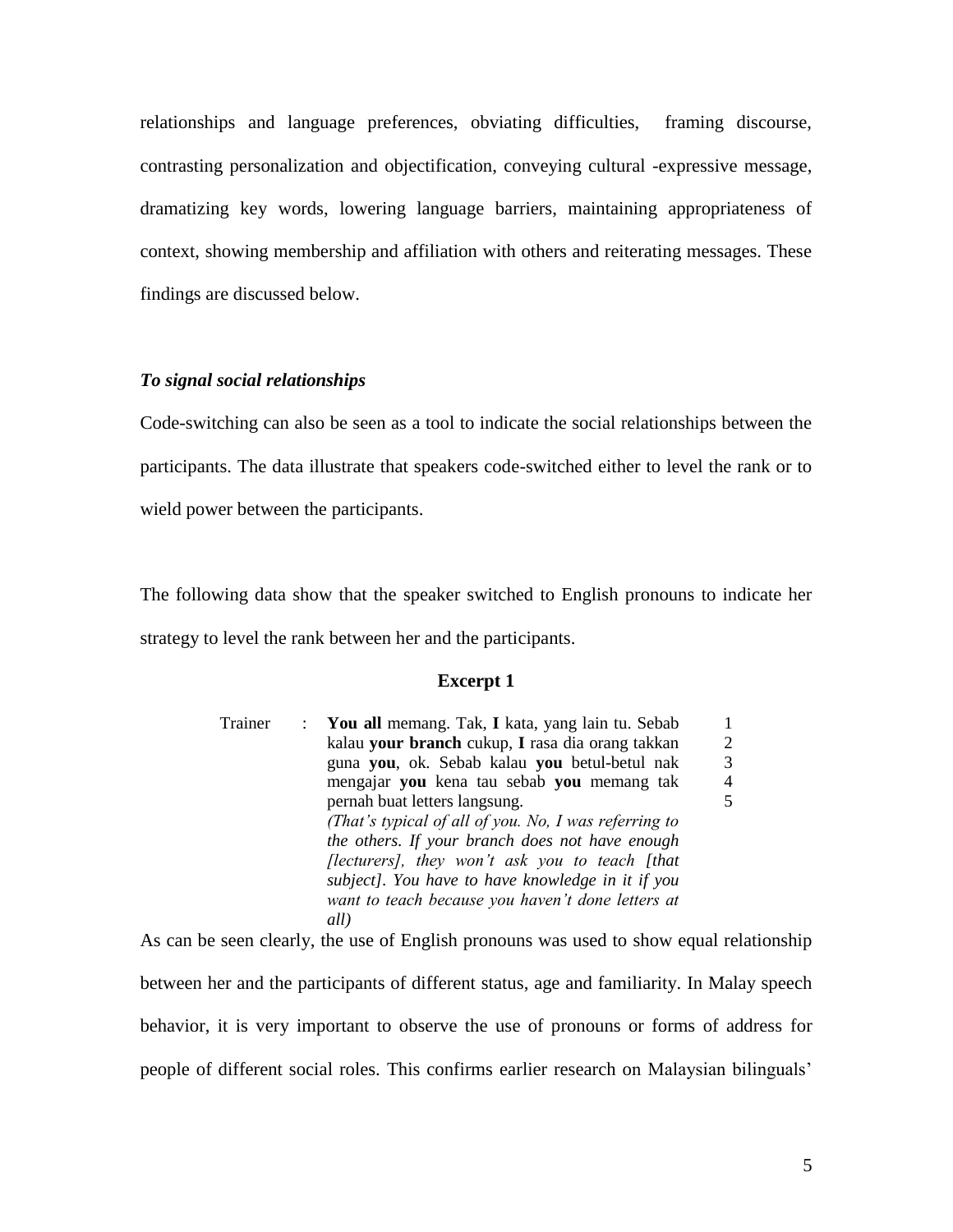relationships and language preferences, obviating difficulties, framing discourse, contrasting personalization and objectification, conveying cultural -expressive message, dramatizing key words, lowering language barriers, maintaining appropriateness of context, showing membership and affiliation with others and reiterating messages. These findings are discussed below.

### *To signal social relationships*

Code-switching can also be seen as a tool to indicate the social relationships between the participants. The data illustrate that speakers code-switched either to level the rank or to wield power between the participants.

The following data show that the speaker switched to English pronouns to indicate her strategy to level the rank between her and the participants.

**Excerpt 1**

| | | | |
|---|---|---|---|
| Trainer | : | **You all** memang. Tak, **I** kata, yang lain tu. Sebab kalau **your branch** cukup, **I** rasa dia orang takkan guna **you**, ok. Sebab kalau **you** betul-betul nak mengajar **you** kena tau sebab **you** memang tak pernah buat letters langsung. | 1<br>2<br>3<br>4<br>5 |
| | | *(That's typical of all of you. No, I was referring to the others. If your branch does not have enough [lecturers], they won't ask you to teach [that subject]. You have to have knowledge in it if you want to teach because you haven't done letters at all)* | |

As can be seen clearly, the use of English pronouns was used to show equal relationship between her and the participants of different status, age and familiarity. In Malay speech behavior, it is very important to observe the use of pronouns or forms of address for people of different social roles. This confirms earlier research on Malaysian bilinguals'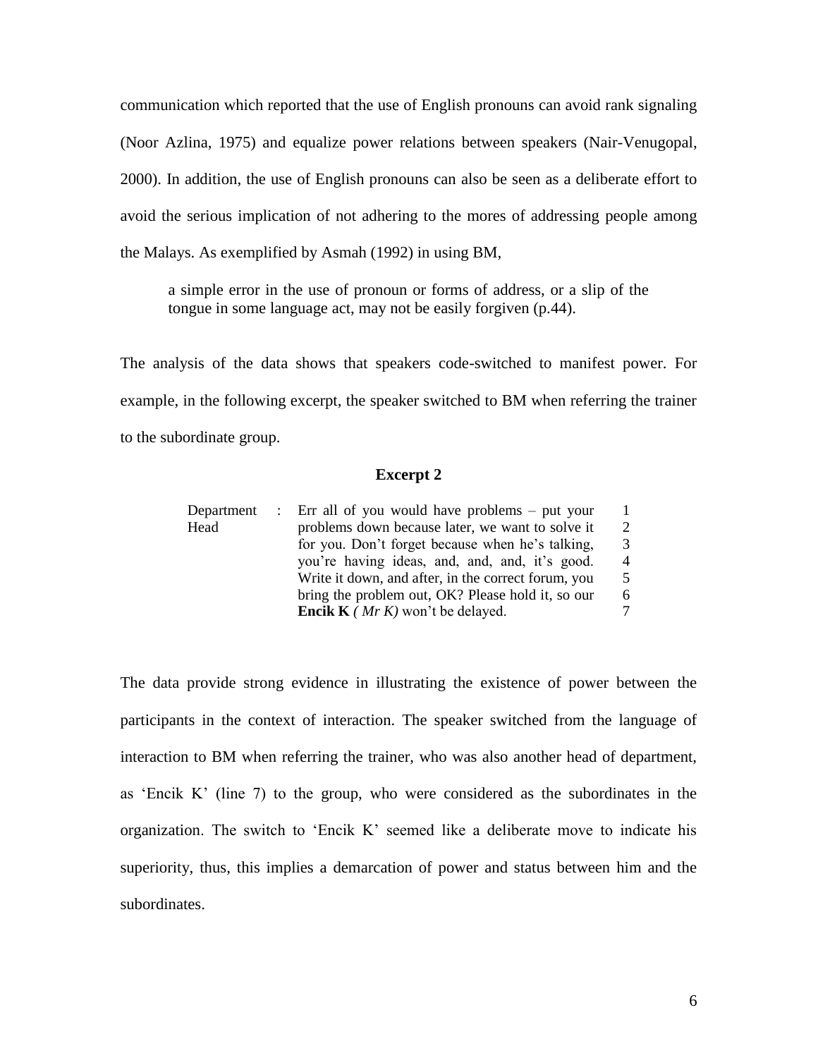communication which reported that the use of English pronouns can avoid rank signaling (Noor Azlina, 1975) and equalize power relations between speakers (Nair-Venugopal, 2000). In addition, the use of English pronouns can also be seen as a deliberate effort to avoid the serious implication of not adhering to the mores of addressing people among the Malays. As exemplified by Asmah (1992) in using BM,

> a simple error in the use of pronoun or forms of address, or a slip of the tongue in some language act, may not be easily forgiven (p.44).

The analysis of the data shows that speakers code-switched to manifest power. For example, in the following excerpt, the speaker switched to BM when referring the trainer to the subordinate group.

**Excerpt 2**

| | | | |
|---|---|---|---|
| Department Head | : | Err all of you would have problems – put your | 1 |
| | | problems down because later, we want to solve it | 2 |
| | | for you. Don't forget because when he's talking, | 3 |
| | | you're having ideas, and, and, and, it's good. | 4 |
| | | Write it down, and after, in the correct forum, you | 5 |
| | | bring the problem out, OK? Please hold it, so our | 6 |
| | | **Encik K** *( Mr K)* won't be delayed. | 7 |

The data provide strong evidence in illustrating the existence of power between the participants in the context of interaction. The speaker switched from the language of interaction to BM when referring the trainer, who was also another head of department, as 'Encik K' (line 7) to the group, who were considered as the subordinates in the organization. The switch to 'Encik K' seemed like a deliberate move to indicate his superiority, thus, this implies a demarcation of power and status between him and the subordinates.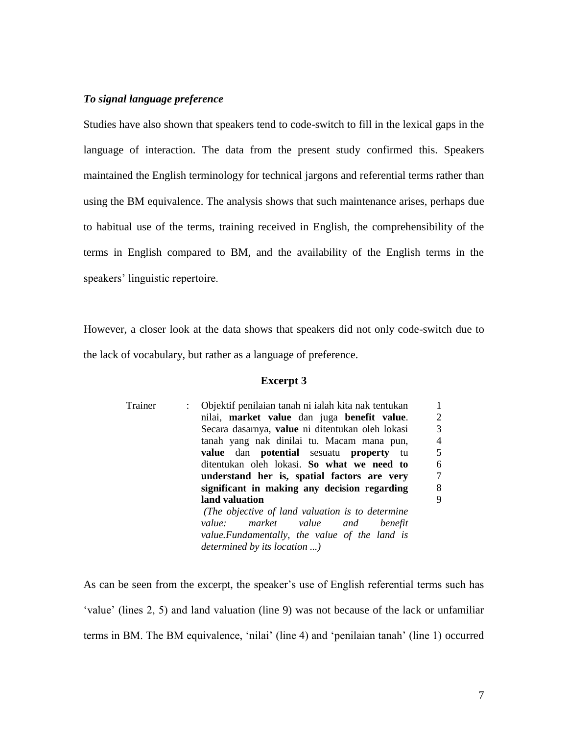***To signal language preference***

Studies have also shown that speakers tend to code-switch to fill in the lexical gaps in the language of interaction. The data from the present study confirmed this. Speakers maintained the English terminology for technical jargons and referential terms rather than using the BM equivalence. The analysis shows that such maintenance arises, perhaps due to habitual use of the terms, training received in English, the comprehensibility of the terms in English compared to BM, and the availability of the English terms in the speakers' linguistic repertoire.

However, a closer look at the data shows that speakers did not only code-switch due to the lack of vocabulary, but rather as a language of preference.

**Excerpt 3**

| | | | |
|---|---|---|---|
| Trainer | : | Objektif penilaian tanah ni ialah kita nak tentukan | 1 |
| | | nilai, **market value** dan juga **benefit value**. | 2 |
| | | Secara dasarnya, **value** ni ditentukan oleh lokasi | 3 |
| | | tanah yang nak dinilai tu. Macam mana pun, | 4 |
| | | **value** dan **potential** sesuatu **property** tu | 5 |
| | | ditentukan oleh lokasi. **So what we need to** | 6 |
| | | **understand her is, spatial factors are very** | 7 |
| | | **significant in making any decision regarding** | 8 |
| | | **land valuation** | 9 |
| | | *(The objective of land valuation is to determine value: market value and benefit value.Fundamentally, the value of the land is determined by its location ...)* | |

As can be seen from the excerpt, the speaker's use of English referential terms such has 'value' (lines 2, 5) and land valuation (line 9) was not because of the lack or unfamiliar terms in BM. The BM equivalence, 'nilai' (line 4) and 'penilaian tanah' (line 1) occurred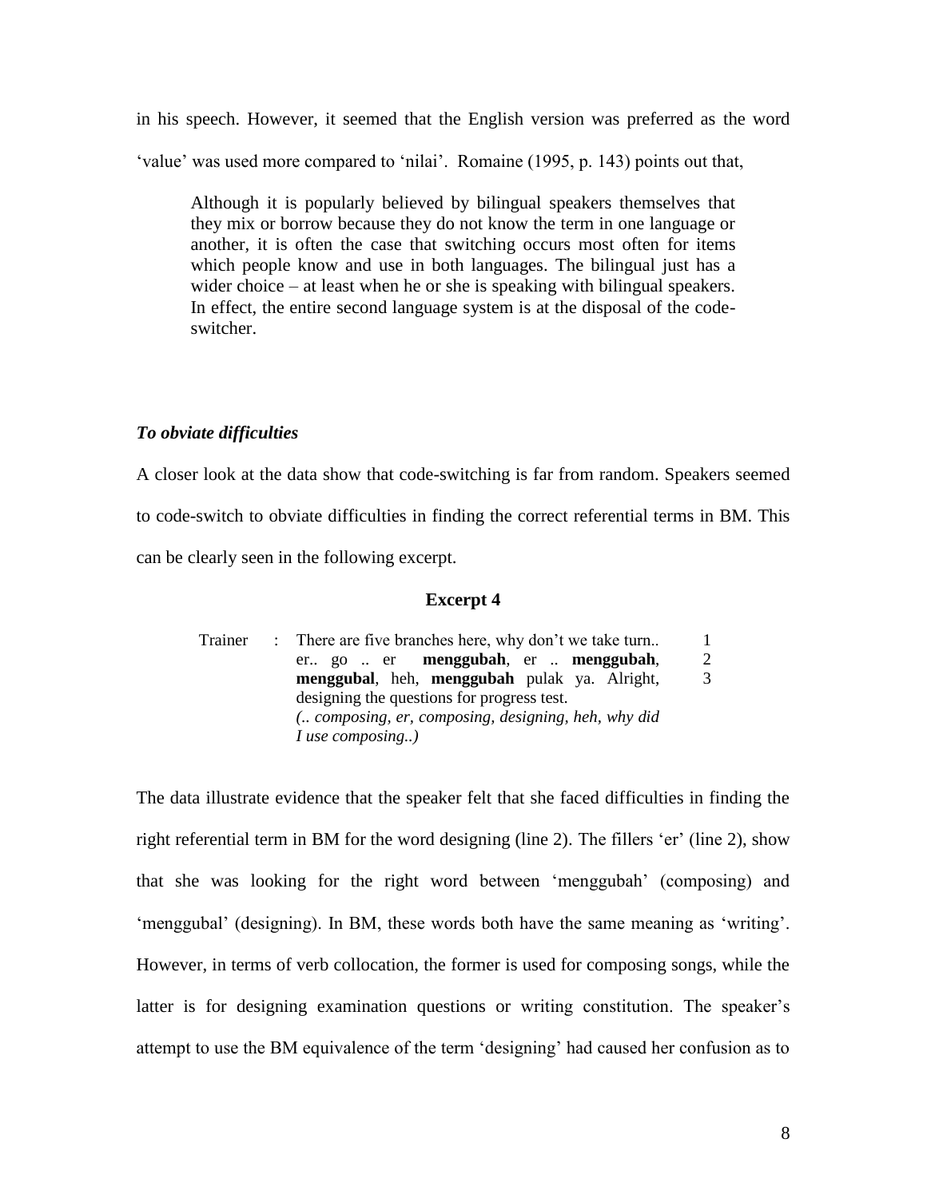in his speech. However, it seemed that the English version was preferred as the word 'value' was used more compared to 'nilai'. Romaine (1995, p. 143) points out that,

> Although it is popularly believed by bilingual speakers themselves that they mix or borrow because they do not know the term in one language or another, it is often the case that switching occurs most often for items which people know and use in both languages. The bilingual just has a wider choice – at least when he or she is speaking with bilingual speakers. In effect, the entire second language system is at the disposal of the code-switcher.

### *To obviate difficulties*

A closer look at the data show that code-switching is far from random. Speakers seemed to code-switch to obviate difficulties in finding the correct referential terms in BM. This can be clearly seen in the following excerpt.

**Excerpt 4**

| | | | |
|---|---|---|---|
| Trainer | : | There are five branches here, why don't we take turn.. | 1 |
| | | er.. go .. er **menggubah**, er .. **menggubah**, | 2 |
| | | **menggubal**, heh, **menggubah** pulak ya. Alright, | 3 |
| | | designing the questions for progress test. | |
| | | *(.. composing, er, composing, designing, heh, why did I use composing..)* | |

The data illustrate evidence that the speaker felt that she faced difficulties in finding the right referential term in BM for the word designing (line 2). The fillers 'er' (line 2), show that she was looking for the right word between 'menggubah' (composing) and 'menggubal' (designing). In BM, these words both have the same meaning as 'writing'. However, in terms of verb collocation, the former is used for composing songs, while the latter is for designing examination questions or writing constitution. The speaker's attempt to use the BM equivalence of the term 'designing' had caused her confusion as to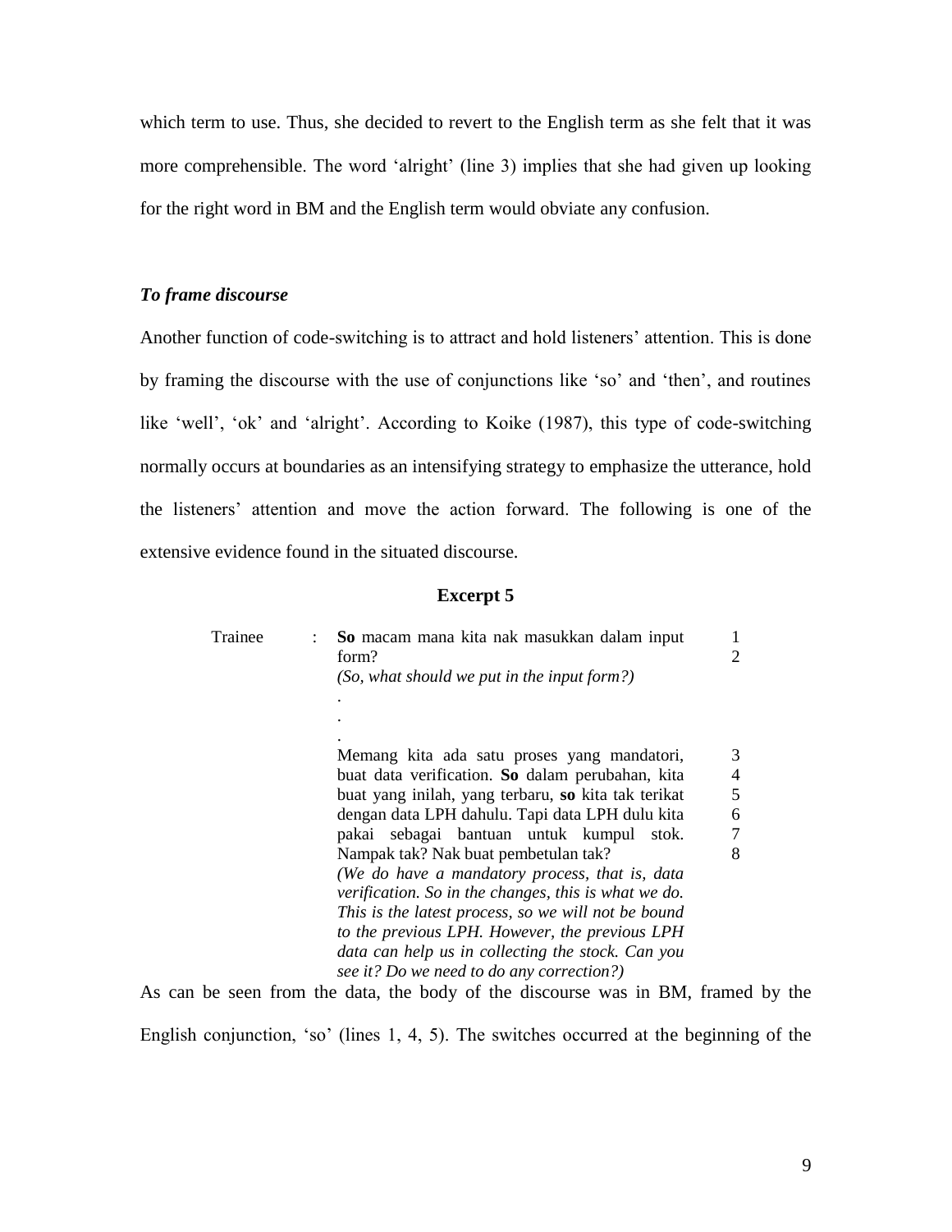which term to use. Thus, she decided to revert to the English term as she felt that it was more comprehensible. The word 'alright' (line 3) implies that she had given up looking for the right word in BM and the English term would obviate any confusion.

### *To frame discourse*

Another function of code-switching is to attract and hold listeners' attention. This is done by framing the discourse with the use of conjunctions like 'so' and 'then', and routines like 'well', 'ok' and 'alright'. According to Koike (1987), this type of code-switching normally occurs at boundaries as an intensifying strategy to emphasize the utterance, hold the listeners' attention and move the action forward. The following is one of the extensive evidence found in the situated discourse.

**Excerpt 5**

| | | | |
|---|---|---|---|
| Trainee | : | **So** macam mana kita nak masukkan dalam input form? | 1<br>2 |
| | | *(So, what should we put in the input form?)* | |
| | | .<br>.<br>. | |
| | | Memang kita ada satu proses yang mandatori, buat data verification. **So** dalam perubahan, kita buat yang inilah, yang terbaru, **so** kita tak terikat dengan data LPH dahulu. Tapi data LPH dulu kita pakai sebagai bantuan untuk kumpul stok. Nampak tak? Nak buat pembetulan tak? | 3<br>4<br>5<br>6<br>7<br>8 |
| | | *(We do have a mandatory process, that is, data verification. So in the changes, this is what we do. This is the latest process, so we will not be bound to the previous LPH. However, the previous LPH data can help us in collecting the stock. Can you see it? Do we need to do any correction?)* | |

As can be seen from the data, the body of the discourse was in BM, framed by the English conjunction, 'so' (lines 1, 4, 5). The switches occurred at the beginning of the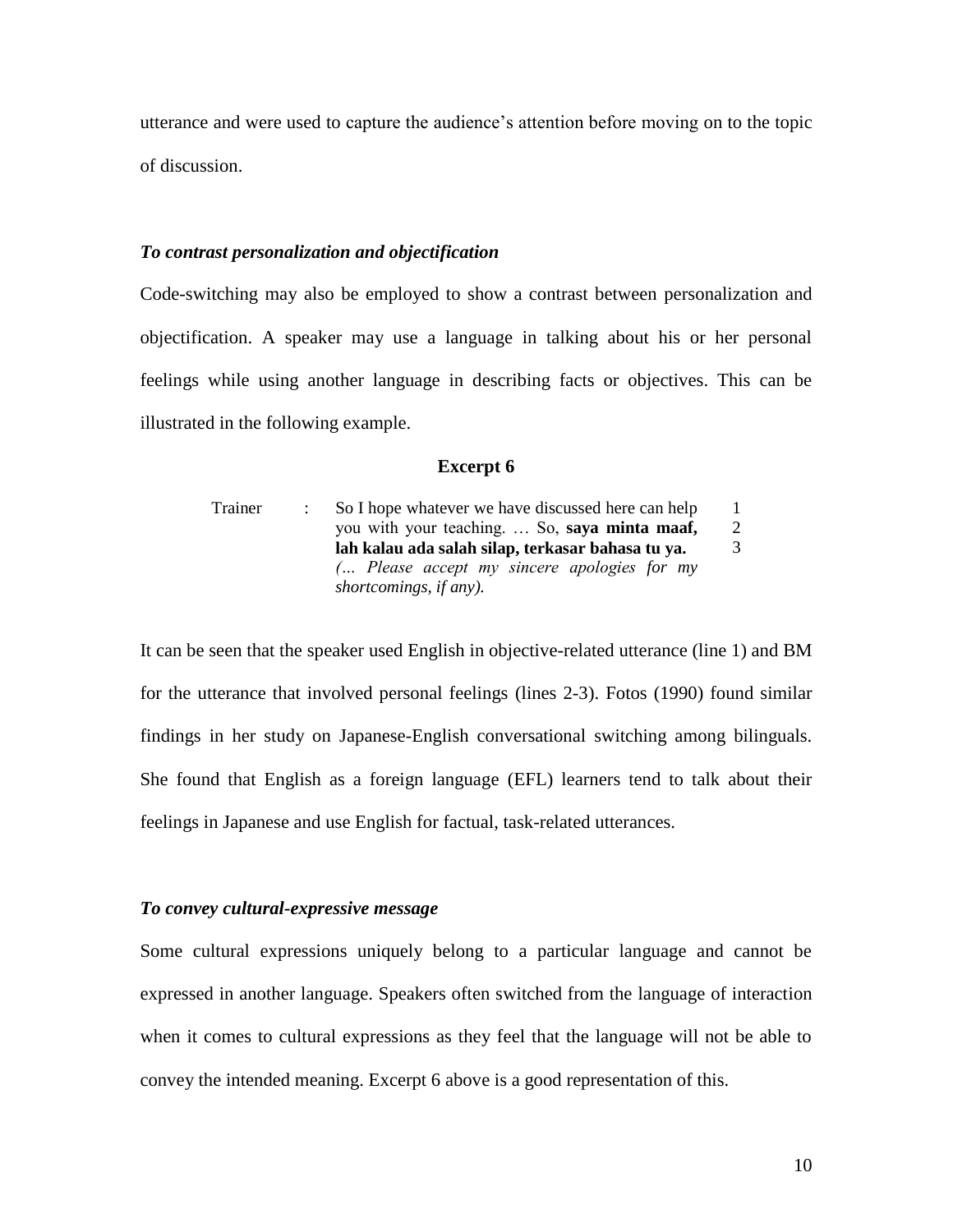utterance and were used to capture the audience's attention before moving on to the topic of discussion.

### *To contrast personalization and objectification*

Code-switching may also be employed to show a contrast between personalization and objectification. A speaker may use a language in talking about his or her personal feelings while using another language in describing facts or objectives. This can be illustrated in the following example.

**Excerpt 6**

| | | | |
|---|---|---|---|
| Trainer | : | So I hope whatever we have discussed here can help | 1 |
| | | you with your teaching. … So, **saya minta maaf,** | 2 |
| | | **lah kalau ada salah silap, terkasar bahasa tu ya.** | 3 |
| | | *(… Please accept my sincere apologies for my shortcomings, if any).* | |

It can be seen that the speaker used English in objective-related utterance (line 1) and BM for the utterance that involved personal feelings (lines 2-3). Fotos (1990) found similar findings in her study on Japanese-English conversational switching among bilinguals. She found that English as a foreign language (EFL) learners tend to talk about their feelings in Japanese and use English for factual, task-related utterances.

### *To convey cultural-expressive message*

Some cultural expressions uniquely belong to a particular language and cannot be expressed in another language. Speakers often switched from the language of interaction when it comes to cultural expressions as they feel that the language will not be able to convey the intended meaning. Excerpt 6 above is a good representation of this.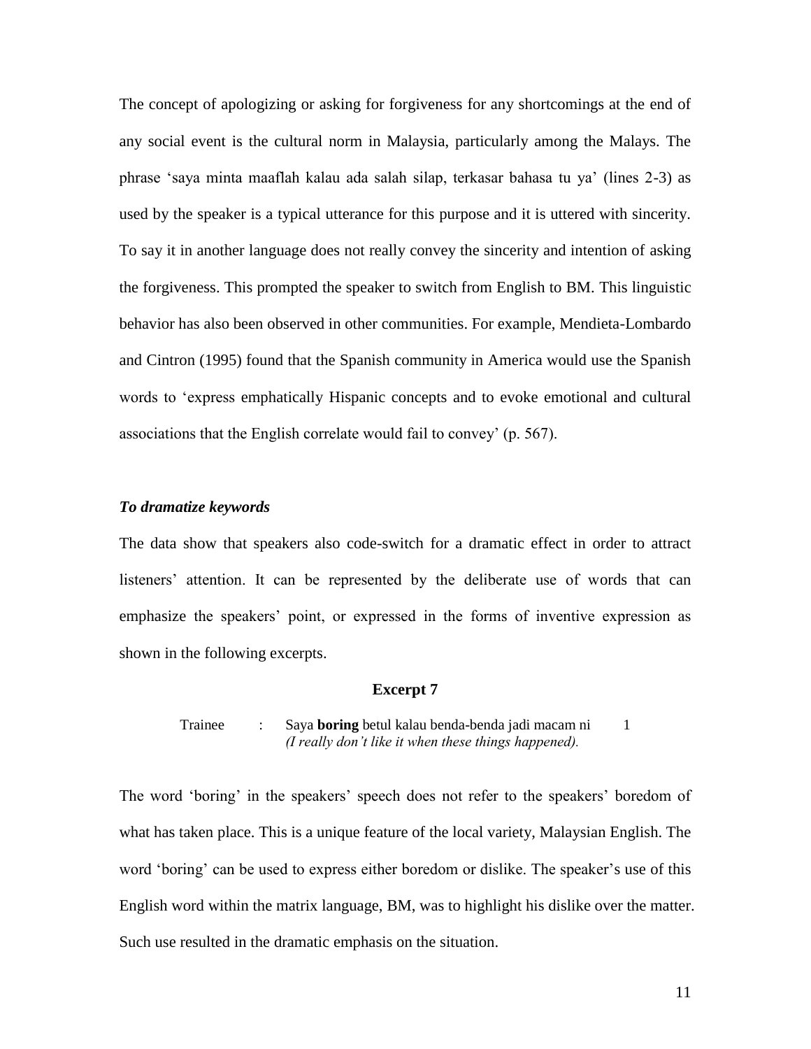The concept of apologizing or asking for forgiveness for any shortcomings at the end of any social event is the cultural norm in Malaysia, particularly among the Malays. The phrase 'saya minta maaflah kalau ada salah silap, terkasar bahasa tu ya' (lines 2-3) as used by the speaker is a typical utterance for this purpose and it is uttered with sincerity. To say it in another language does not really convey the sincerity and intention of asking the forgiveness. This prompted the speaker to switch from English to BM. This linguistic behavior has also been observed in other communities. For example, Mendieta-Lombardo and Cintron (1995) found that the Spanish community in America would use the Spanish words to 'express emphatically Hispanic concepts and to evoke emotional and cultural associations that the English correlate would fail to convey' (p. 567).

### *To dramatize keywords*

The data show that speakers also code-switch for a dramatic effect in order to attract listeners' attention. It can be represented by the deliberate use of words that can emphasize the speakers' point, or expressed in the forms of inventive expression as shown in the following excerpts.

**Excerpt 7**

| | | | |
|---|---|---|---|
| Trainee | : | Saya **boring** betul kalau benda-benda jadi macam ni<br>*(I really don't like it when these things happened).* | 1 |

The word 'boring' in the speakers' speech does not refer to the speakers' boredom of what has taken place. This is a unique feature of the local variety, Malaysian English. The word 'boring' can be used to express either boredom or dislike. The speaker's use of this English word within the matrix language, BM, was to highlight his dislike over the matter. Such use resulted in the dramatic emphasis on the situation.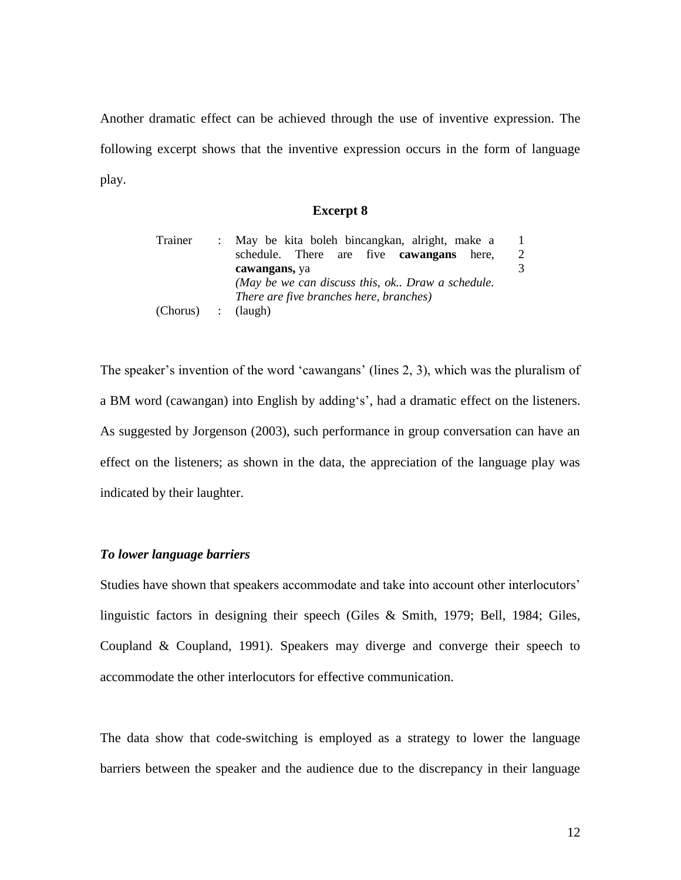Another dramatic effect can be achieved through the use of inventive expression. The following excerpt shows that the inventive expression occurs in the form of language play.

**Excerpt 8**

| | | | |
|---|---|---|---|
| Trainer | : | May be kita boleh bincangkan, alright, make a schedule. There are five **cawangans** here, **cawangans,** ya | 1<br>2<br>3 |
| | | *(May be we can discuss this, ok.. Draw a schedule. There are five branches here, branches)* | |
| (Chorus) | : | (laugh) | |

The speaker's invention of the word 'cawangans' (lines 2, 3), which was the pluralism of a BM word (cawangan) into English by adding's', had a dramatic effect on the listeners. As suggested by Jorgenson (2003), such performance in group conversation can have an effect on the listeners; as shown in the data, the appreciation of the language play was indicated by their laughter.

***To lower language barriers***

Studies have shown that speakers accommodate and take into account other interlocutors' linguistic factors in designing their speech (Giles & Smith, 1979; Bell, 1984; Giles, Coupland & Coupland, 1991). Speakers may diverge and converge their speech to accommodate the other interlocutors for effective communication.

The data show that code-switching is employed as a strategy to lower the language barriers between the speaker and the audience due to the discrepancy in their language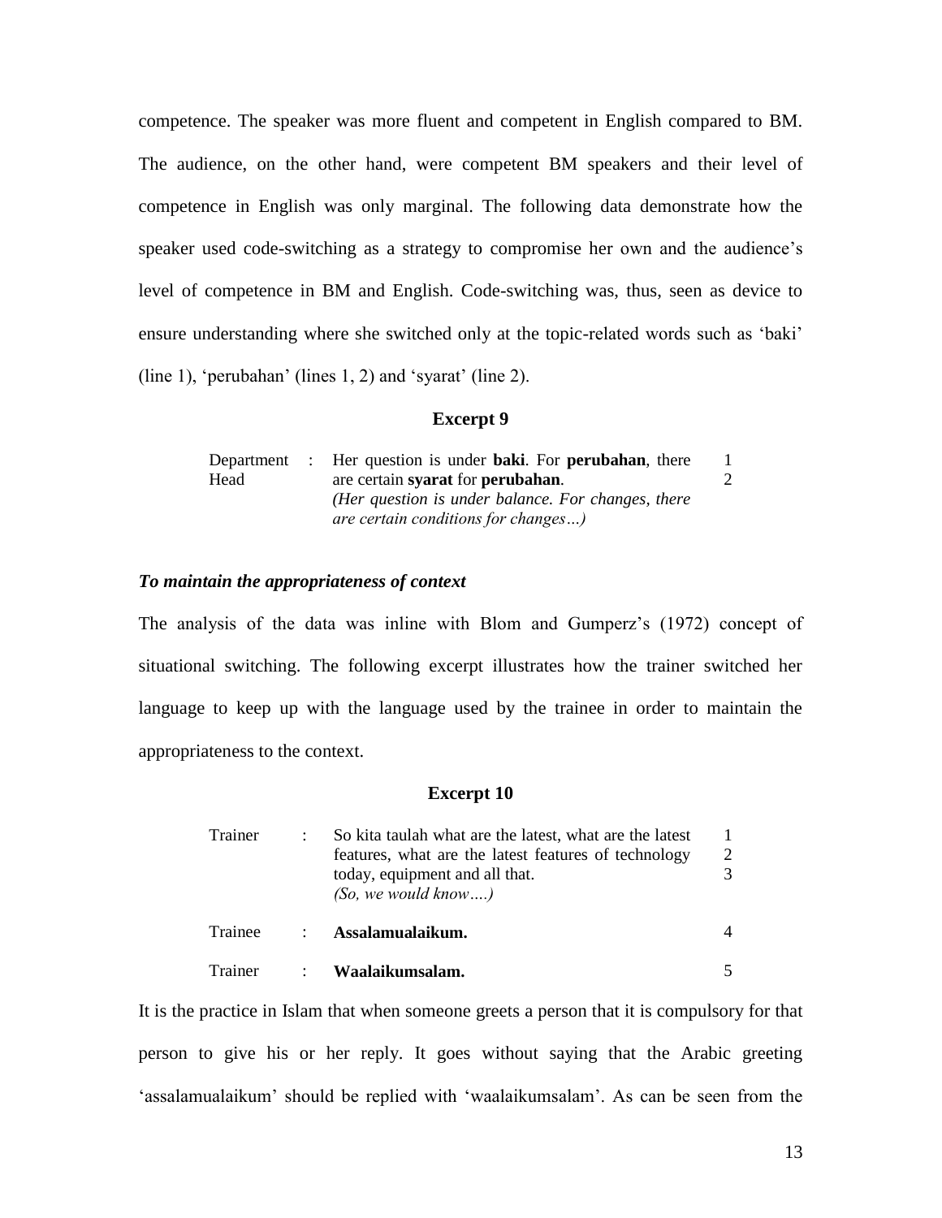competence. The speaker was more fluent and competent in English compared to BM. The audience, on the other hand, were competent BM speakers and their level of competence in English was only marginal. The following data demonstrate how the speaker used code-switching as a strategy to compromise her own and the audience's level of competence in BM and English. Code-switching was, thus, seen as device to ensure understanding where she switched only at the topic-related words such as 'baki' (line 1), 'perubahan' (lines 1, 2) and 'syarat' (line 2).

**Excerpt 9**

| | | | |
|---|---|---|---|
| Department Head | : | Her question is under **baki**. For **perubahan**, there are certain **syarat** for **perubahan**. *(Her question is under balance. For changes, there are certain conditions for changes…)* | 1 2 |

***To maintain the appropriateness of context***

The analysis of the data was inline with Blom and Gumperz's (1972) concept of situational switching. The following excerpt illustrates how the trainer switched her language to keep up with the language used by the trainee in order to maintain the appropriateness to the context.

**Excerpt 10**

| | | | |
|---|---|---|---|
| Trainer | : | So kita taulah what are the latest, what are the latest features, what are the latest features of technology today, equipment and all that. *(So, we would know….)* | 1 2 3 |
| Trainee | : | **Assalamualaikum.** | 4 |
| Trainer | : | **Waalaikumsalam.** | 5 |

It is the practice in Islam that when someone greets a person that it is compulsory for that person to give his or her reply. It goes without saying that the Arabic greeting 'assalamualaikum' should be replied with 'waalaikumsalam'. As can be seen from the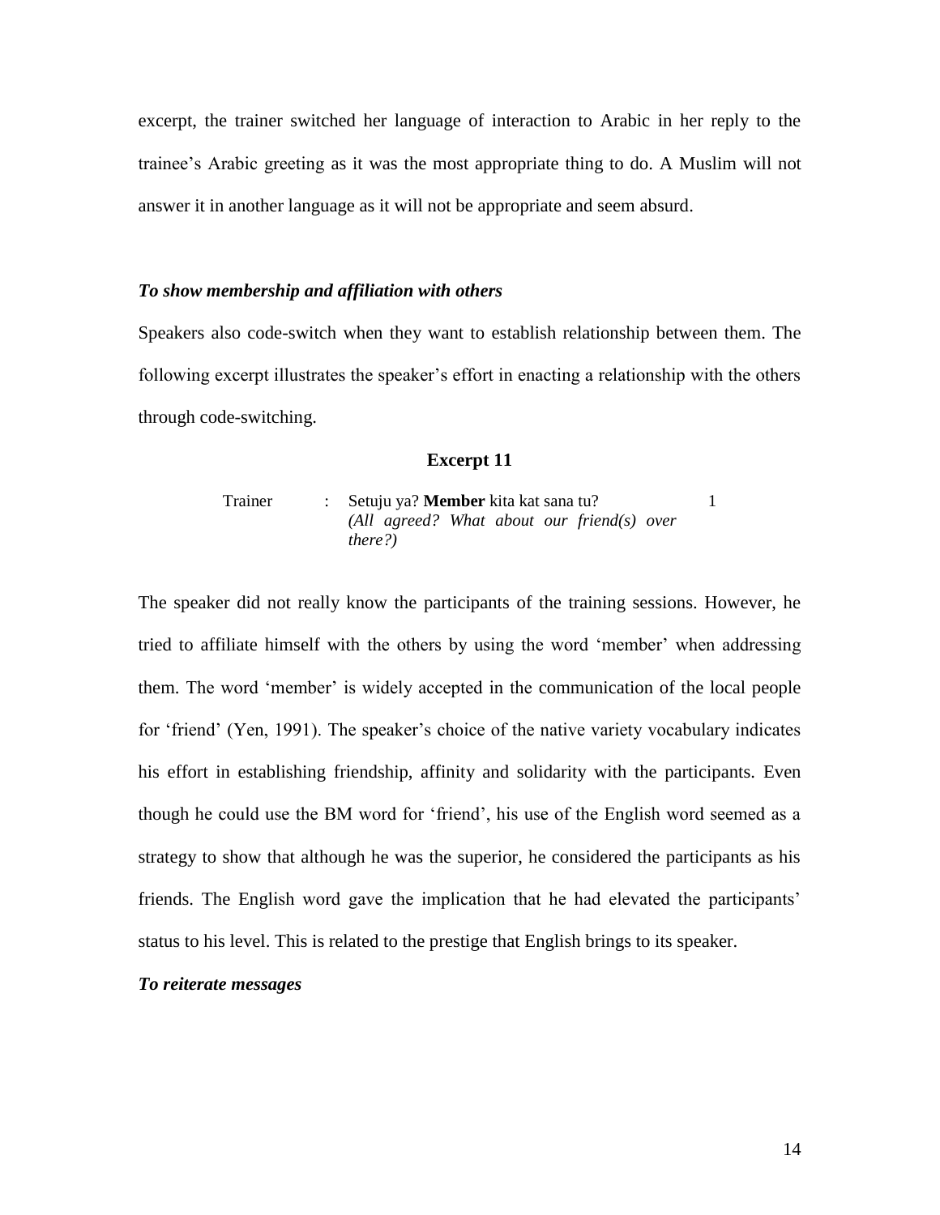excerpt, the trainer switched her language of interaction to Arabic in her reply to the trainee's Arabic greeting as it was the most appropriate thing to do. A Muslim will not answer it in another language as it will not be appropriate and seem absurd.

***To show membership and affiliation with others***

Speakers also code-switch when they want to establish relationship between them. The following excerpt illustrates the speaker's effort in enacting a relationship with the others through code-switching.

**Excerpt 11**

| | | | |
|---|---|---|---|
| Trainer | : | Setuju ya? **Member** kita kat sana tu?<br>*(All agreed? What about our friend(s) over there?)* | 1 |

The speaker did not really know the participants of the training sessions. However, he tried to affiliate himself with the others by using the word 'member' when addressing them. The word 'member' is widely accepted in the communication of the local people for 'friend' (Yen, 1991). The speaker's choice of the native variety vocabulary indicates his effort in establishing friendship, affinity and solidarity with the participants. Even though he could use the BM word for 'friend', his use of the English word seemed as a strategy to show that although he was the superior, he considered the participants as his friends. The English word gave the implication that he had elevated the participants' status to his level. This is related to the prestige that English brings to its speaker.

***To reiterate messages***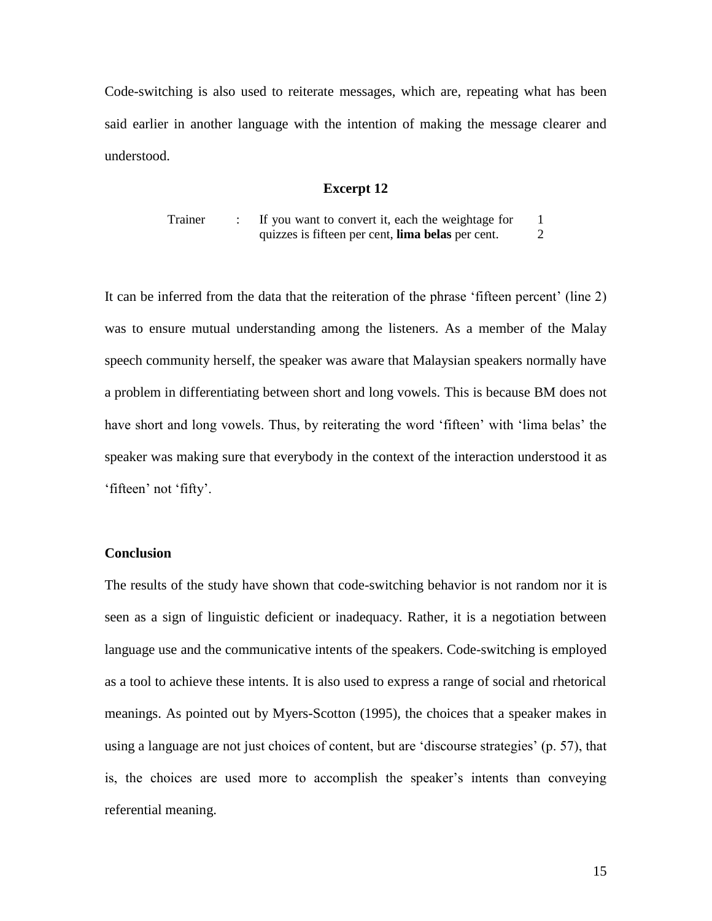Code-switching is also used to reiterate messages, which are, repeating what has been said earlier in another language with the intention of making the message clearer and understood.

**Excerpt 12**

| | | | |
|---|---|---|---|
| Trainer | : | If you want to convert it, each the weightage for | 1 |
| | | quizzes is fifteen per cent, **lima belas** per cent. | 2 |

It can be inferred from the data that the reiteration of the phrase 'fifteen percent' (line 2) was to ensure mutual understanding among the listeners. As a member of the Malay speech community herself, the speaker was aware that Malaysian speakers normally have a problem in differentiating between short and long vowels. This is because BM does not have short and long vowels. Thus, by reiterating the word 'fifteen' with 'lima belas' the speaker was making sure that everybody in the context of the interaction understood it as 'fifteen' not 'fifty'.

**Conclusion**

The results of the study have shown that code-switching behavior is not random nor it is seen as a sign of linguistic deficient or inadequacy. Rather, it is a negotiation between language use and the communicative intents of the speakers. Code-switching is employed as a tool to achieve these intents. It is also used to express a range of social and rhetorical meanings. As pointed out by Myers-Scotton (1995), the choices that a speaker makes in using a language are not just choices of content, but are 'discourse strategies' (p. 57), that is, the choices are used more to accomplish the speaker's intents than conveying referential meaning.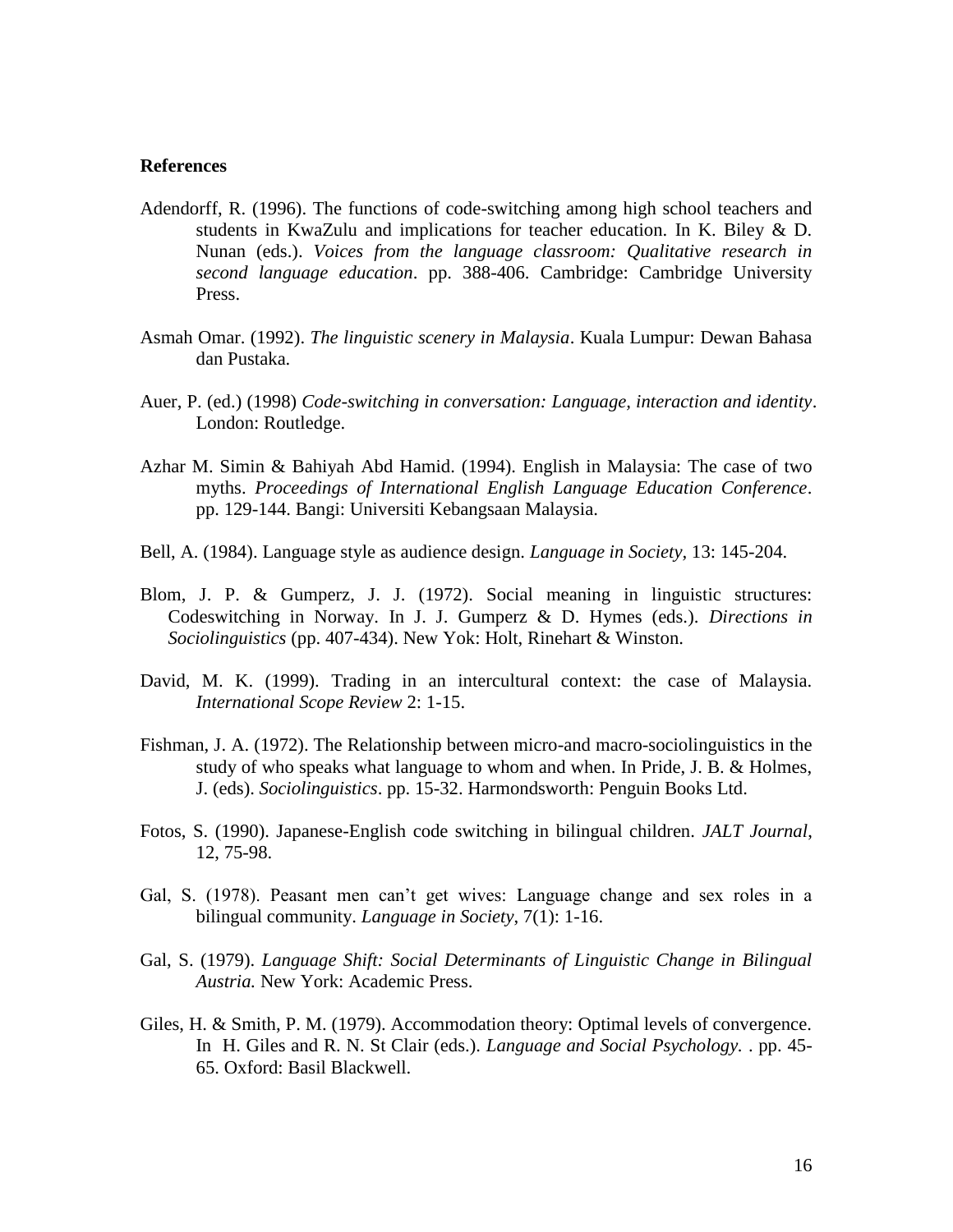**References**

Adendorff, R. (1996). The functions of code-switching among high school teachers and students in KwaZulu and implications for teacher education. In K. Biley & D. Nunan (eds.). *Voices from the language classroom: Qualitative research in second language education*. pp. 388-406. Cambridge: Cambridge University Press.

Asmah Omar. (1992). *The linguistic scenery in Malaysia*. Kuala Lumpur: Dewan Bahasa dan Pustaka.

Auer, P. (ed.) (1998) *Code-switching in conversation: Language, interaction and identity*. London: Routledge.

Azhar M. Simin & Bahiyah Abd Hamid. (1994). English in Malaysia: The case of two myths. *Proceedings of International English Language Education Conference*. pp. 129-144. Bangi: Universiti Kebangsaan Malaysia.

Bell, A. (1984). Language style as audience design. *Language in Society*, 13: 145-204.

Blom, J. P. & Gumperz, J. J. (1972). Social meaning in linguistic structures: Codeswitching in Norway. In J. J. Gumperz & D. Hymes (eds.). *Directions in Sociolinguistics* (pp. 407-434). New Yok: Holt, Rinehart & Winston.

David, M. K. (1999). Trading in an intercultural context: the case of Malaysia. *International Scope Review* 2: 1-15.

Fishman, J. A. (1972). The Relationship between micro-and macro-sociolinguistics in the study of who speaks what language to whom and when. In Pride, J. B. & Holmes, J. (eds). *Sociolinguistics*. pp. 15-32. Harmondsworth: Penguin Books Ltd.

Fotos, S. (1990). Japanese-English code switching in bilingual children. *JALT Journal*, 12, 75-98.

Gal, S. (1978). Peasant men can't get wives: Language change and sex roles in a bilingual community. *Language in Society*, 7(1): 1-16.

Gal, S. (1979). *Language Shift: Social Determinants of Linguistic Change in Bilingual Austria.* New York: Academic Press.

Giles, H. & Smith, P. M. (1979). Accommodation theory: Optimal levels of convergence. In H. Giles and R. N. St Clair (eds.). *Language and Social Psychology.* . pp. 45-65. Oxford: Basil Blackwell.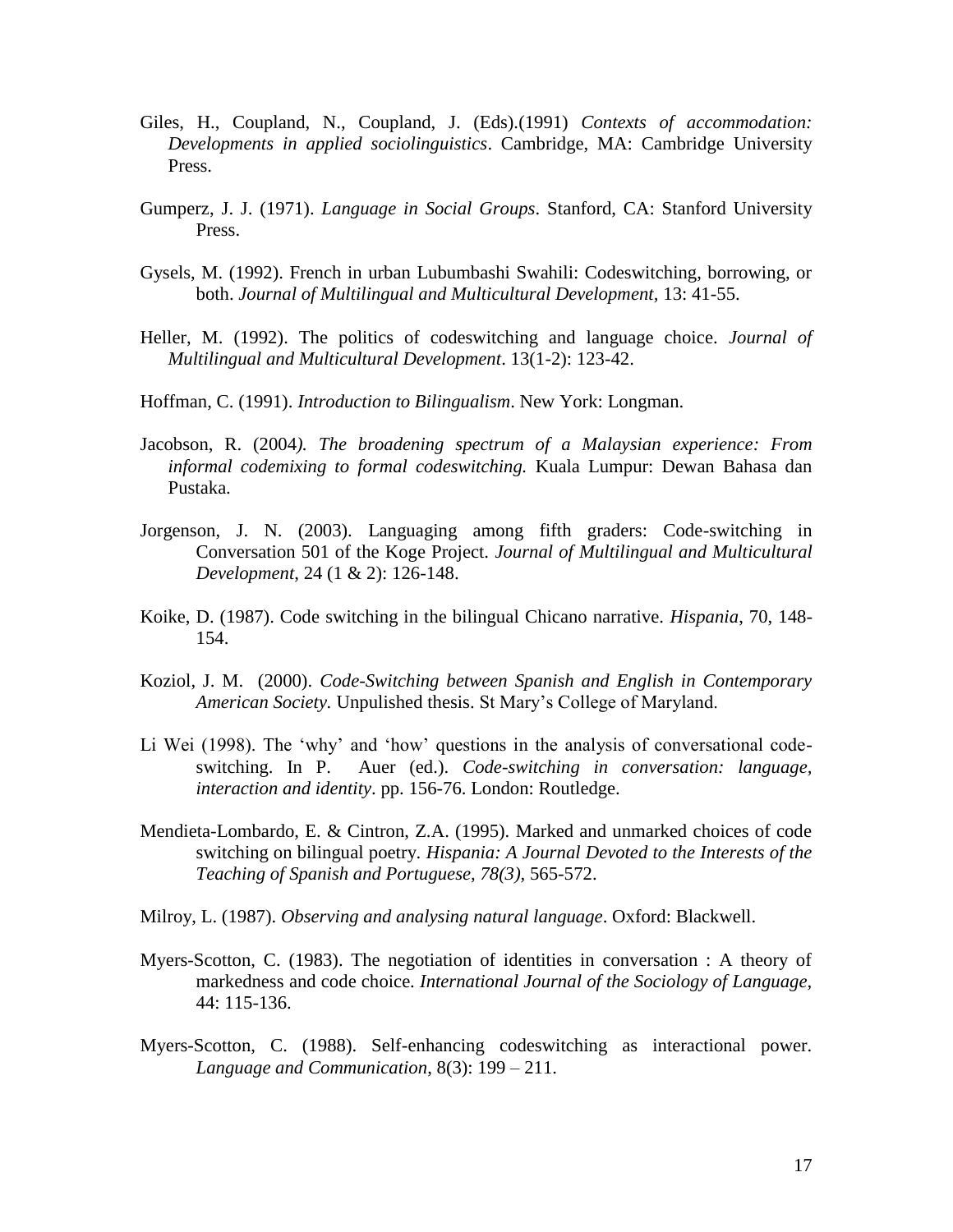Giles, H., Coupland, N., Coupland, J. (Eds).(1991) *Contexts of accommodation: Developments in applied sociolinguistics*. Cambridge, MA: Cambridge University Press.

Gumperz, J. J. (1971). *Language in Social Groups*. Stanford, CA: Stanford University Press.

Gysels, M. (1992). French in urban Lubumbashi Swahili: Codeswitching, borrowing, or both. *Journal of Multilingual and Multicultural Development*, 13: 41-55.

Heller, M. (1992). The politics of codeswitching and language choice. *Journal of Multilingual and Multicultural Development*. 13(1-2): 123-42.

Hoffman, C. (1991). *Introduction to Bilingualism*. New York: Longman.

Jacobson, R. (2004*). The broadening spectrum of a Malaysian experience: From informal codemixing to formal codeswitching.* Kuala Lumpur: Dewan Bahasa dan Pustaka.

Jorgenson, J. N. (2003). Languaging among fifth graders: Code-switching in Conversation 501 of the Koge Project. *Journal of Multilingual and Multicultural Development*, 24 (1 & 2): 126-148.

Koike, D. (1987). Code switching in the bilingual Chicano narrative. *Hispania*, 70, 148-154.

Koziol, J. M. (2000). *Code-Switching between Spanish and English in Contemporary American Society.* Unpulished thesis. St Mary's College of Maryland.

Li Wei (1998). The 'why' and 'how' questions in the analysis of conversational code-switching. In P. Auer (ed.). *Code-switching in conversation: language, interaction and identity*. pp. 156-76. London: Routledge.

Mendieta-Lombardo, E. & Cintron, Z.A. (1995). Marked and unmarked choices of code switching on bilingual poetry. *Hispania: A Journal Devoted to the Interests of the Teaching of Spanish and Portuguese, 78(3)*, 565-572.

Milroy, L. (1987). *Observing and analysing natural language*. Oxford: Blackwell.

Myers-Scotton, C. (1983). The negotiation of identities in conversation : A theory of markedness and code choice. *International Journal of the Sociology of Language*, 44: 115-136.

Myers-Scotton, C. (1988). Self-enhancing codeswitching as interactional power. *Language and Communication*, 8(3): 199 – 211.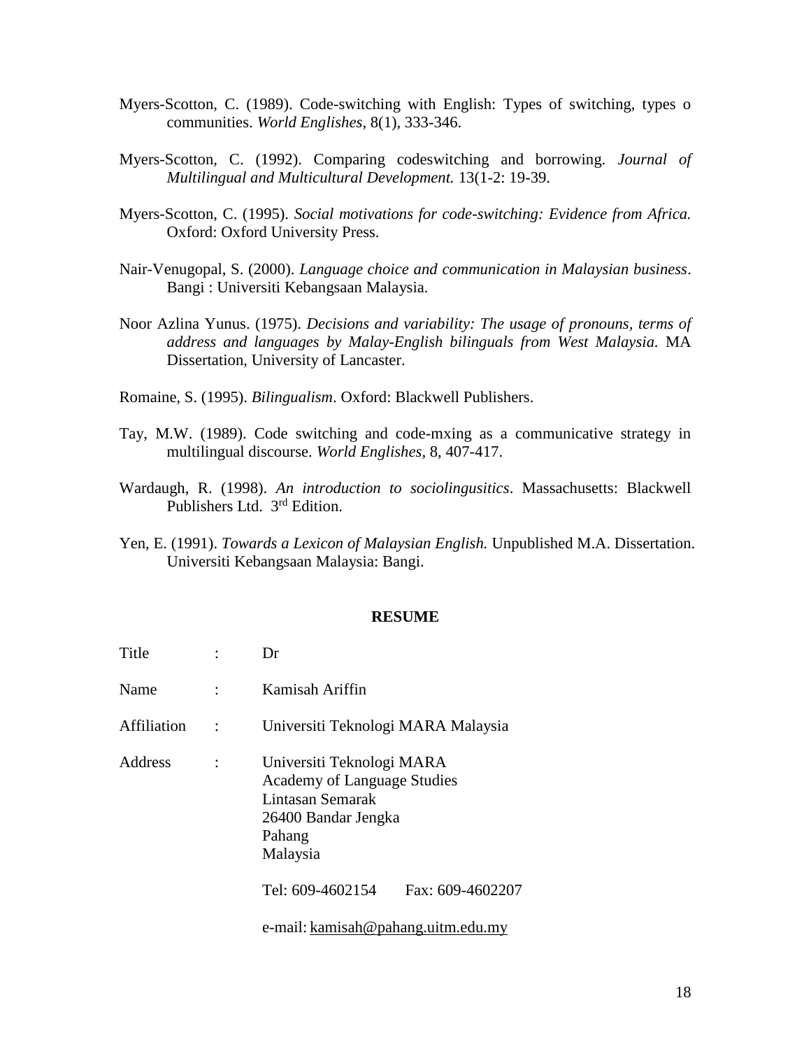Myers-Scotton, C. (1989). Code-switching with English: Types of switching, types o communities. *World Englishes*, 8(1), 333-346.

Myers-Scotton, C. (1992). Comparing codeswitching and borrowing. *Journal of Multilingual and Multicultural Development.* 13(1-2: 19-39.

Myers-Scotton, C. (1995). *Social motivations for code-switching: Evidence from Africa.* Oxford: Oxford University Press.

Nair-Venugopal, S. (2000). *Language choice and communication in Malaysian business*. Bangi : Universiti Kebangsaan Malaysia.

Noor Azlina Yunus. (1975). *Decisions and variability: The usage of pronouns, terms of address and languages by Malay-English bilinguals from West Malaysia.* MA Dissertation, University of Lancaster.

Romaine, S. (1995). *Bilingualism*. Oxford: Blackwell Publishers.

Tay, M.W. (1989). Code switching and code-mxing as a communicative strategy in multilingual discourse. *World Englishes*, 8, 407-417.

Wardaugh, R. (1998). *An introduction to sociolingusitics*. Massachusetts: Blackwell Publishers Ltd. 3rd Edition.

Yen, E. (1991). *Towards a Lexicon of Malaysian English.* Unpublished M.A. Dissertation. Universiti Kebangsaan Malaysia: Bangi.

**RESUME**

Title : Dr

Name : Kamisah Ariffin

Affiliation : Universiti Teknologi MARA Malaysia

Address : Universiti Teknologi MARA
Academy of Language Studies
Lintasan Semarak
26400 Bandar Jengka
Pahang
Malaysia

Tel: 609-4602154 Fax: 609-4602207

e-mail: kamisah@pahang.uitm.edu.my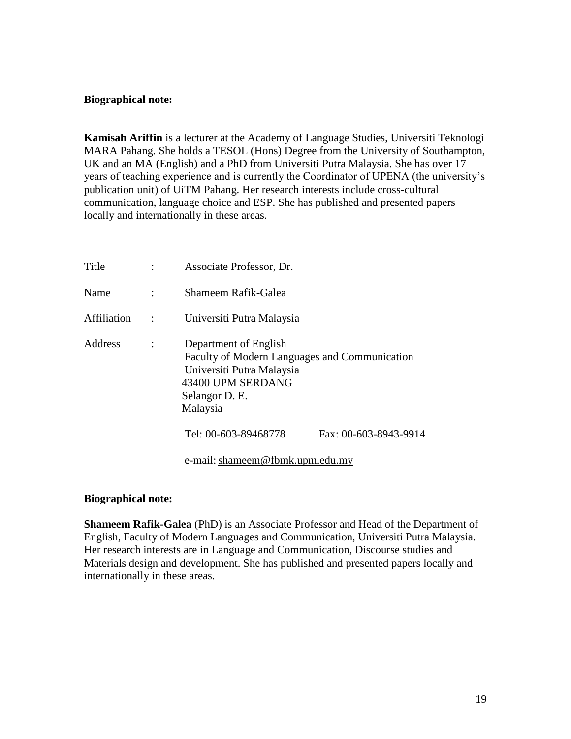**Biographical note:**

**Kamisah Ariffin** is a lecturer at the Academy of Language Studies, Universiti Teknologi MARA Pahang. She holds a TESOL (Hons) Degree from the University of Southampton, UK and an MA (English) and a PhD from Universiti Putra Malaysia. She has over 17 years of teaching experience and is currently the Coordinator of UPENA (the university's publication unit) of UiTM Pahang. Her research interests include cross-cultural communication, language choice and ESP. She has published and presented papers locally and internationally in these areas.

| | | |
|---|---|---|
| Title | : | Associate Professor, Dr. |
| Name | : | Shameem Rafik-Galea |
| Affiliation | : | Universiti Putra Malaysia |
| Address | : | Department of English<br>Faculty of Modern Languages and Communication<br>Universiti Putra Malaysia<br>43400 UPM SERDANG<br>Selangor D. E.<br>Malaysia |
| | | Tel: 00-603-89468778 Fax: 00-603-8943-9914 |
| | | e-mail: shameem@fbmk.upm.edu.my |

**Biographical note:**

**Shameem Rafik-Galea** (PhD) is an Associate Professor and Head of the Department of English, Faculty of Modern Languages and Communication, Universiti Putra Malaysia. Her research interests are in Language and Communication, Discourse studies and Materials design and development. She has published and presented papers locally and internationally in these areas.